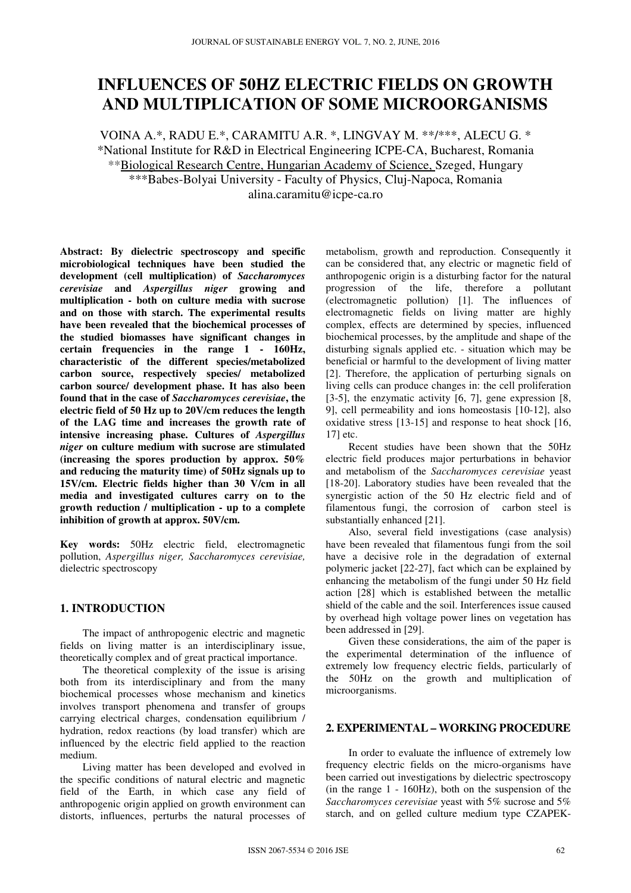# INFLUENCES OF 50HZ ELECTRIC FIELDS ON GROWTH AND MULTIPLICATION OF SOME MICROORGANISMS

VOINA A.*, RADU E.*, CARAMITU A.R. *, LINGVAY M. **/***, ALECU G. *

*National Institute for R&D in Electrical Engineering ICPE-CA, Bucharest, Romania

**Biological Research Centre, Hungarian Academy of Science, Szeged, Hungary

***Babes-Bolyai University - Faculty of Physics, Cluj-Napoca, Romania

alina.caramitu@icpe-ca.ro

**Abstract: By dielectric spectroscopy and specific microbiological techniques have been studied the development (cell multiplication) of *Saccharomyces cerevisiae* and *Aspergillus niger* growing and multiplication - both on culture media with sucrose and on those with starch. The experimental results have been revealed that the biochemical processes of the studied biomasses have significant changes in certain frequencies in the range 1 - 160Hz, characteristic of the different species/metabolized carbon source, respectively species/ metabolized carbon source/ development phase. It has also been found that in the case of *Saccharomyces cerevisiae*, the electric field of 50 Hz up to 20V/cm reduces the length of the LAG time and increases the growth rate of intensive increasing phase. Cultures of *Aspergillus niger* on culture medium with sucrose are stimulated (increasing the spores production by approx. 50% and reducing the maturity time) of 50Hz signals up to 15V/cm. Electric fields higher than 30 V/cm in all media and investigated cultures carry on to the growth reduction / multiplication - up to a complete inhibition of growth at approx. 50V/cm.**

**Key words:** 50Hz electric field, electromagnetic pollution, *Aspergillus niger, Saccharomyces cerevisiae,* dielectric spectroscopy

## 1. INTRODUCTION

The impact of anthropogenic electric and magnetic fields on living matter is an interdisciplinary issue, theoretically complex and of great practical importance.

The theoretical complexity of the issue is arising both from its interdisciplinary and from the many biochemical processes whose mechanism and kinetics involves transport phenomena and transfer of groups carrying electrical charges, condensation equilibrium / hydration, redox reactions (by load transfer) which are influenced by the electric field applied to the reaction medium.

Living matter has been developed and evolved in the specific conditions of natural electric and magnetic field of the Earth, in which case any field of anthropogenic origin applied on growth environment can distorts, influences, perturbs the natural processes of metabolism, growth and reproduction. Consequently it can be considered that, any electric or magnetic field of anthropogenic origin is a disturbing factor for the natural progression of the life, therefore a pollutant (electromagnetic pollution) [1]. The influences of electromagnetic fields on living matter are highly complex, effects are determined by species, influenced biochemical processes, by the amplitude and shape of the disturbing signals applied etc. - situation which may be beneficial or harmful to the development of living matter [2]. Therefore, the application of perturbing signals on living cells can produce changes in: the cell proliferation [3-5], the enzymatic activity [6, 7], gene expression [8, 9], cell permeability and ions homeostasis [10-12], also oxidative stress [13-15] and response to heat shock [16, 17] etc.

Recent studies have been shown that the 50Hz electric field produces major perturbations in behavior and metabolism of the *Saccharomyces cerevisiae* yeast [18-20]. Laboratory studies have been revealed that the synergistic action of the 50 Hz electric field and of filamentous fungi, the corrosion of carbon steel is substantially enhanced [21].

Also, several field investigations (case analysis) have been revealed that filamentous fungi from the soil have a decisive role in the degradation of external polymeric jacket [22-27], fact which can be explained by enhancing the metabolism of the fungi under 50 Hz field action [28] which is established between the metallic shield of the cable and the soil. Interferences issue caused by overhead high voltage power lines on vegetation has been addressed in [29].

Given these considerations, the aim of the paper is the experimental determination of the influence of extremely low frequency electric fields, particularly of the 50Hz on the growth and multiplication of microorganisms.

## 2. EXPERIMENTAL – WORKING PROCEDURE

In order to evaluate the influence of extremely low frequency electric fields on the micro-organisms have been carried out investigations by dielectric spectroscopy (in the range 1 - 160Hz), both on the suspension of the *Saccharomyces cerevisiae* yeast with 5% sucrose and 5% starch, and on gelled culture medium type CZAPEK-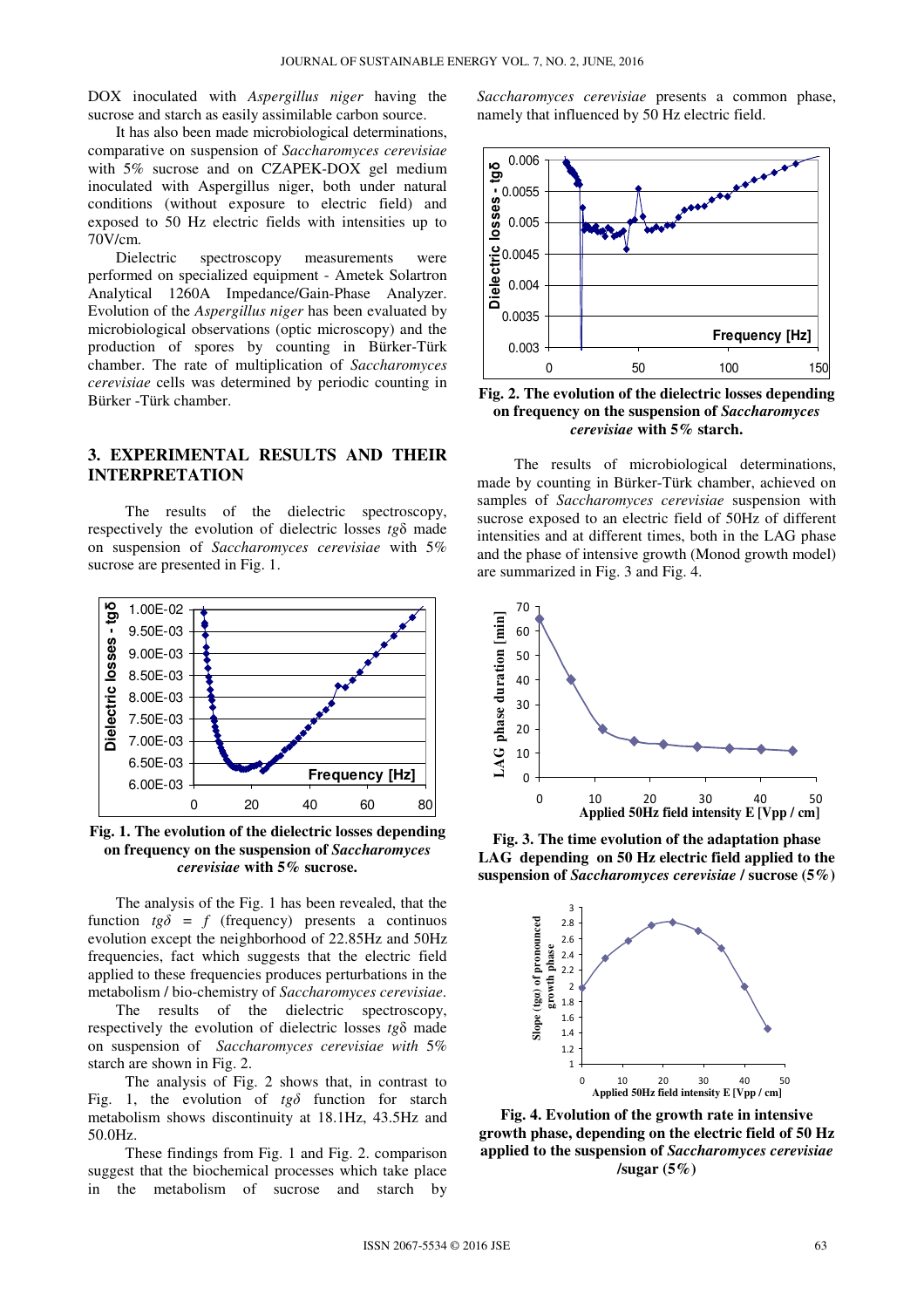DOX inoculated with *Aspergillus niger* having the sucrose and starch as easily assimilable carbon source.

It has also been made microbiological determinations, comparative on suspension of *Saccharomyces cerevisiae* with 5% sucrose and on CZAPEK-DOX gel medium inoculated with Aspergillus niger, both under natural conditions (without exposure to electric field) and exposed to 50 Hz electric fields with intensities up to 70V/cm.

Dielectric spectroscopy measurements were performed on specialized equipment - Ametek Solartron Analytical 1260A Impedance/Gain-Phase Analyzer. Evolution of the *Aspergillus niger* has been evaluated by microbiological observations (optic microscopy) and the production of spores by counting in Bürker-Türk chamber. The rate of multiplication of *Saccharomyces cerevisiae* cells was determined by periodic counting in Bürker -Türk chamber.

## 3. EXPERIMENTAL RESULTS AND THEIR INTERPRETATION

The results of the dielectric spectroscopy, respectively the evolution of dielectric losses $tg\delta$ made on suspension of *Saccharomyces cerevisiae* with 5% sucrose are presented in Fig. 1.

**Fig. 1. The evolution of the dielectric losses depending on frequency on the suspension of *Saccharomyces cerevisiae* with 5% sucrose.**

The analysis of the Fig. 1 has been revealed, that the function $tg\delta = f$ (frequency) presents a continuos evolution except the neighborhood of 22.85Hz and 50Hz frequencies, fact which suggests that the electric field applied to these frequencies produces perturbations in the metabolism / bio-chemistry of *Saccharomyces cerevisiae*.

The results of the dielectric spectroscopy, respectively the evolution of dielectric losses $tg\delta$ made on suspension of *Saccharomyces cerevisiae with* 5% starch are shown in Fig. 2.

The analysis of Fig. 2 shows that, in contrast to Fig. 1, the evolution of $tg\delta$ function for starch metabolism shows discontinuity at 18.1Hz, 43.5Hz and 50.0Hz.

These findings from Fig. 1 and Fig. 2. comparison suggest that the biochemical processes which take place in the metabolism of sucrose and starch by *Saccharomyces cerevisiae* presents a common phase, namely that influenced by 50 Hz electric field.

**Fig. 2. The evolution of the dielectric losses depending on frequency on the suspension of *Saccharomyces cerevisiae* with 5% starch.**

The results of microbiological determinations, made by counting in Bürker-Türk chamber, achieved on samples of *Saccharomyces cerevisiae* suspension with sucrose exposed to an electric field of 50Hz of different intensities and at different times, both in the LAG phase and the phase of intensive growth (Monod growth model) are summarized in Fig. 3 and Fig. 4.

**Fig. 3. The time evolution of the adaptation phase LAG depending on 50 Hz electric field applied to the suspension of *Saccharomyces cerevisiae* / sucrose (5%)**

**Fig. 4. Evolution of the growth rate in intensive growth phase, depending on the electric field of 50 Hz applied to the suspension of *Saccharomyces cerevisiae* /sugar (5%)**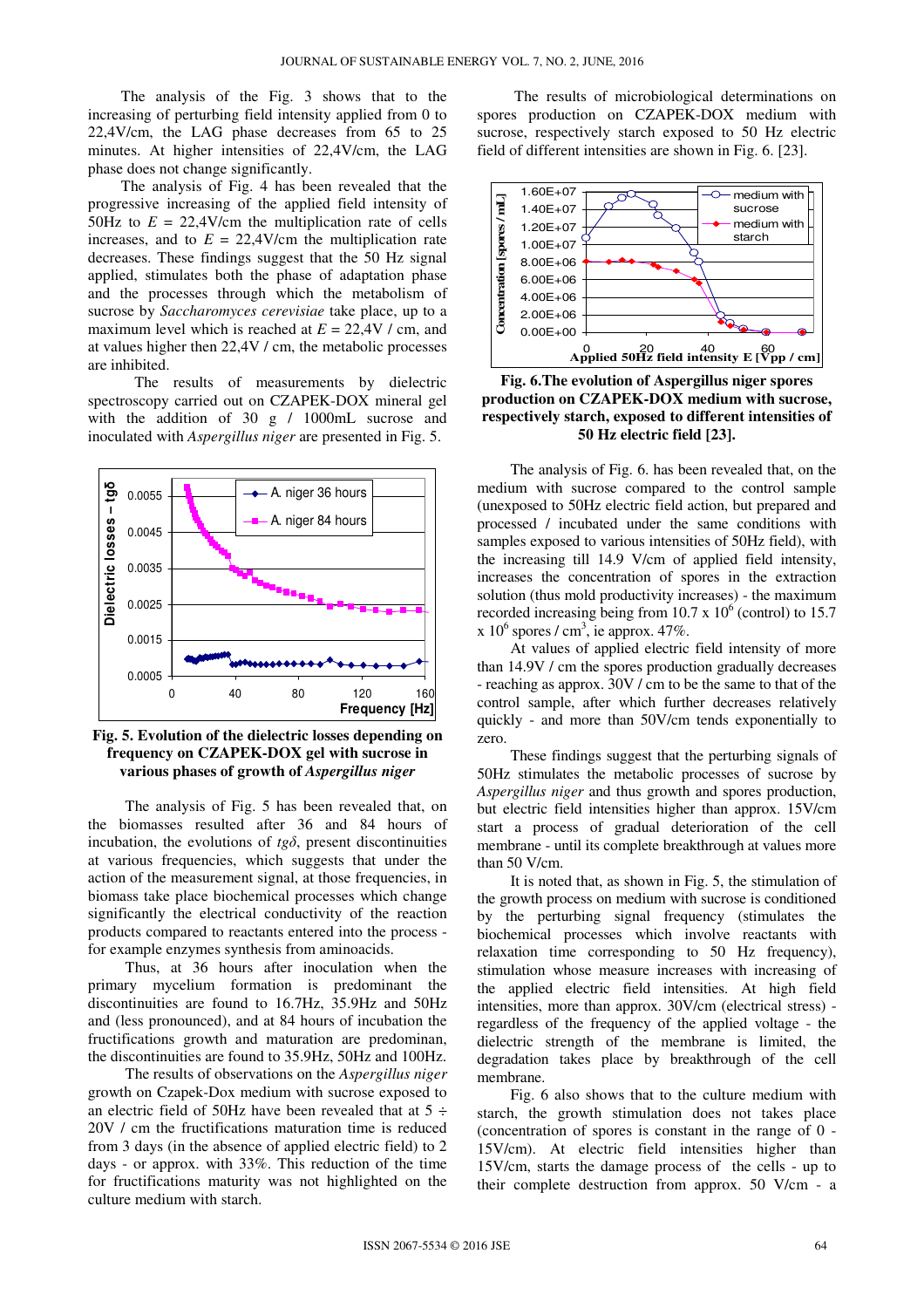The analysis of the Fig. 3 shows that to the increasing of perturbing field intensity applied from 0 to 22,4V/cm, the LAG phase decreases from 65 to 25 minutes. At higher intensities of 22,4V/cm, the LAG phase does not change significantly.

The analysis of Fig. 4 has been revealed that the progressive increasing of the applied field intensity of 50Hz to $E$ = 22,4V/cm the multiplication rate of cells increases, and to $E$ = 22,4V/cm the multiplication rate decreases. These findings suggest that the 50 Hz signal applied, stimulates both the phase of adaptation phase and the processes through which the metabolism of sucrose by *Saccharomyces cerevisiae* take place, up to a maximum level which is reached at $E$ = 22,4V / cm, and at values higher then 22,4V / cm, the metabolic processes are inhibited.

The results of measurements by dielectric spectroscopy carried out on CZAPEK-DOX mineral gel with the addition of 30 g / 1000mL sucrose and inoculated with *Aspergillus niger* are presented in Fig. 5.

**Fig. 5. Evolution of the dielectric losses depending on frequency on CZAPEK-DOX gel with sucrose in various phases of growth of *Aspergillus niger***

The analysis of Fig. 5 has been revealed that, on the biomasses resulted after 36 and 84 hours of incubation, the evolutions of $tg\delta$, present discontinuities at various frequencies, which suggests that under the action of the measurement signal, at those frequencies, in biomass take place biochemical processes which change significantly the electrical conductivity of the reaction products compared to reactants entered into the process - for example enzymes synthesis from aminoacids.

Thus, at 36 hours after inoculation when the primary mycelium formation is predominant the discontinuities are found to 16.7Hz, 35.9Hz and 50Hz and (less pronounced), and at 84 hours of incubation the fructifications growth and maturation are predominan, the discontinuities are found to 35.9Hz, 50Hz and 100Hz.

The results of observations on the *Aspergillus niger* growth on Czapek-Dox medium with sucrose exposed to an electric field of 50Hz have been revealed that at 5 ÷ 20V / cm the fructifications maturation time is reduced from 3 days (in the absence of applied electric field) to 2 days - or approx. with 33%. This reduction of the time for fructifications maturity was not highlighted on the culture medium with starch.

The results of microbiological determinations on spores production on CZAPEK-DOX medium with sucrose, respectively starch exposed to 50 Hz electric field of different intensities are shown in Fig. 6. [23].

**Fig. 6.The evolution of Aspergillus niger spores production on CZAPEK-DOX medium with sucrose, respectively starch, exposed to different intensities of 50 Hz electric field [23].**

The analysis of Fig. 6. has been revealed that, on the medium with sucrose compared to the control sample (unexposed to 50Hz electric field action, but prepared and processed / incubated under the same conditions with samples exposed to various intensities of 50Hz field), with the increasing till 14.9 V/cm of applied field intensity, increases the concentration of spores in the extraction solution (thus mold productivity increases) - the maximum recorded increasing being from 10.7 x $10^6$ (control) to 15.7 x $10^6$ spores / $cm^3$, ie approx. 47%.

At values of applied electric field intensity of more than 14.9V / cm the spores production gradually decreases - reaching as approx. 30V / cm to be the same to that of the control sample, after which further decreases relatively quickly - and more than 50V/cm tends exponentially to zero.

These findings suggest that the perturbing signals of 50Hz stimulates the metabolic processes of sucrose by *Aspergillus niger* and thus growth and spores production, but electric field intensities higher than approx. 15V/cm start a process of gradual deterioration of the cell membrane - until its complete breakthrough at values more than 50 V/cm.

It is noted that, as shown in Fig. 5, the stimulation of the growth process on medium with sucrose is conditioned by the perturbing signal frequency (stimulates the biochemical processes which involve reactants with relaxation time corresponding to 50 Hz frequency), stimulation whose measure increases with increasing of the applied electric field intensities. At high field intensities, more than approx. 30V/cm (electrical stress) - regardless of the frequency of the applied voltage - the dielectric strength of the membrane is limited, the degradation takes place by breakthrough of the cell membrane.

Fig. 6 also shows that to the culture medium with starch, the growth stimulation does not takes place (concentration of spores is constant in the range of 0 - 15V/cm). At electric field intensities higher than 15V/cm, starts the damage process of the cells - up to their complete destruction from approx. 50 V/cm - a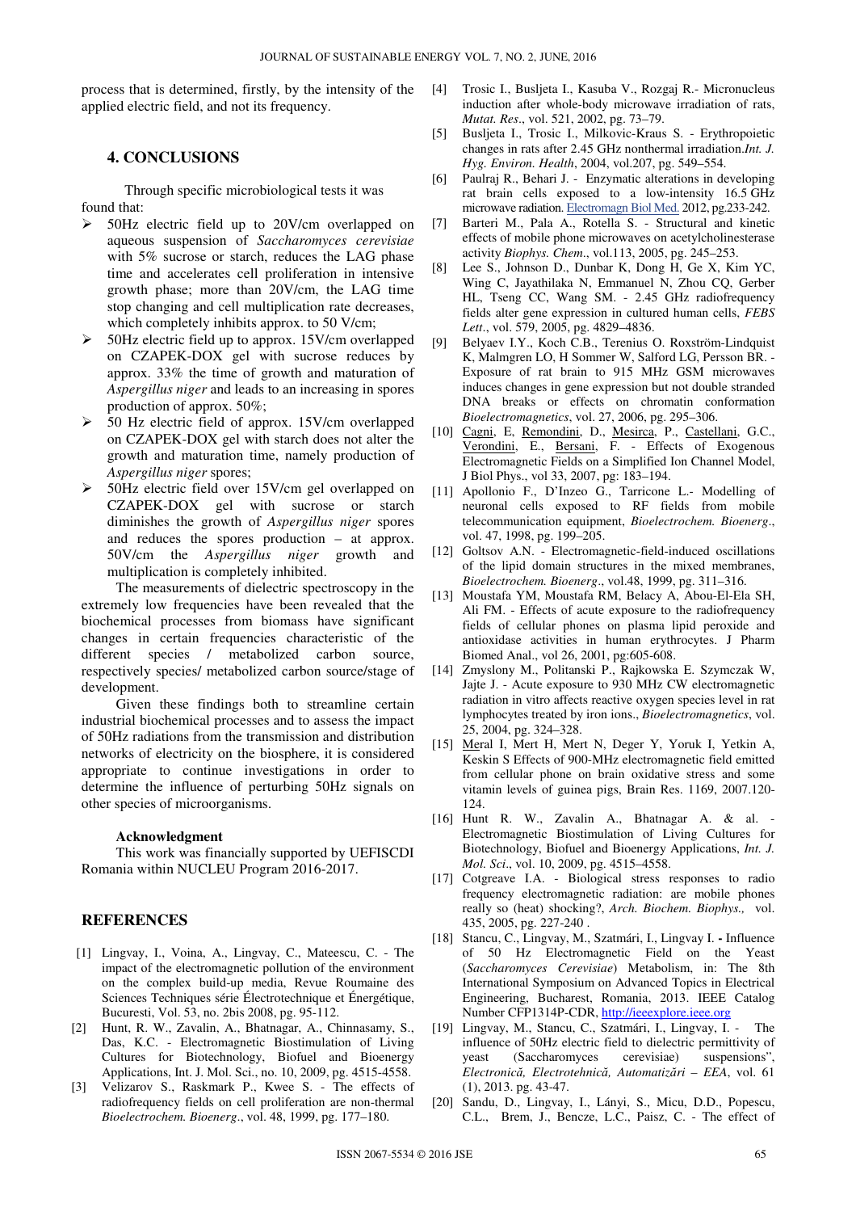process that is determined, firstly, by the intensity of the applied electric field, and not its frequency.

## 4. CONCLUSIONS

Through specific microbiological tests it was found that:

- 50Hz electric field up to 20V/cm overlapped on aqueous suspension of *Saccharomyces cerevisiae* with 5% sucrose or starch, reduces the LAG phase time and accelerates cell proliferation in intensive growth phase; more than 20V/cm, the LAG time stop changing and cell multiplication rate decreases, which completely inhibits approx. to 50 V/cm;
- 50Hz electric field up to approx. 15V/cm overlapped on CZAPEK-DOX gel with sucrose reduces by approx. 33% the time of growth and maturation of *Aspergillus niger* and leads to an increasing in spores production of approx. 50%;
- 50 Hz electric field of approx. 15V/cm overlapped on CZAPEK-DOX gel with starch does not alter the growth and maturation time, namely production of *Aspergillus niger* spores;
- 50Hz electric field over 15V/cm gel overlapped on CZAPEK-DOX gel with sucrose or starch diminishes the growth of *Aspergillus niger* spores and reduces the spores production – at approx. 50V/cm the *Aspergillus niger* growth and multiplication is completely inhibited.

The measurements of dielectric spectroscopy in the extremely low frequencies have been revealed that the biochemical processes from biomass have significant changes in certain frequencies characteristic of the different species / metabolized carbon source, respectively species/ metabolized carbon source/stage of development.

Given these findings both to streamline certain industrial biochemical processes and to assess the impact of 50Hz radiations from the transmission and distribution networks of electricity on the biosphere, it is considered appropriate to continue investigations in order to determine the influence of perturbing 50Hz signals on other species of microorganisms.

#### Acknowledgment

This work was financially supported by UEFISCDI Romania within NUCLEU Program 2016-2017.

## REFERENCES

[1] Lingvay, I., Voina, A., Lingvay, C., Mateescu, C. - The impact of the electromagnetic pollution of the environment on the complex build-up media, Revue Roumaine des Sciences Techniques série Électrotechnique et Énergétique, Bucuresti, Vol. 53, no. 2bis 2008, pg. 95-112.

[2] Hunt, R. W., Zavalin, A., Bhatnagar, A., Chinnasamy, S., Das, K.C. - Electromagnetic Biostimulation of Living Cultures for Biotechnology, Biofuel and Bioenergy Applications, Int. J. Mol. Sci., no. 10, 2009, pg. 4515-4558.

[3] Velizarov S., Raskmark P., Kwee S. - The effects of radiofrequency fields on cell proliferation are non-thermal *Bioelectrochem. Bioenerg*., vol. 48, 1999, pg. 177–180.

[4] Trosic I., Busljeta I., Kasuba V., Rozgaj R.- Micronucleus induction after whole-body microwave irradiation of rats, *Mutat. Res*., vol. 521, 2002, pg. 73–79.

[5] Busljeta I., Trosic I., Milkovic-Kraus S. - Erythropoietic changes in rats after 2.45 GHz nonthermal irradiation.*Int. J. Hyg. Environ. Health*, 2004, vol.207, pg. 549–554.

[6] Paulraj R., Behari J. - Enzymatic alterations in developing rat brain cells exposed to a low-intensity 16.5 GHz microwave radiation. Electromagn Biol Med. 2012, pg.233-242.

[7] Barteri M., Pala A., Rotella S. - Structural and kinetic effects of mobile phone microwaves on acetylcholinesterase activity *Biophys. Chem*., vol.113, 2005, pg. 245–253.

[8] Lee S., Johnson D., Dunbar K, Dong H, Ge X, Kim YC, Wing C, Jayathilaka N, Emmanuel N, Zhou CQ, Gerber HL, Tseng CC, Wang SM. - 2.45 GHz radiofrequency fields alter gene expression in cultured human cells, *FEBS Lett*., vol. 579, 2005, pg. 4829–4836.

[9] Belyaev I.Y., Koch C.B., Terenius O. Roxström-Lindquist K, Malmgren LO, H Sommer W, Salford LG, Persson BR. - Exposure of rat brain to 915 MHz GSM microwaves induces changes in gene expression but not double stranded DNA breaks or effects on chromatin conformation *Bioelectromagnetics*, vol. 27, 2006, pg. 295–306.

[10] Cagni, E, Remondini, D., Mesirca, P., Castellani, G.C., Verondini, E., Bersani, F. - Effects of Exogenous Electromagnetic Fields on a Simplified Ion Channel Model, J Biol Phys., vol 33, 2007, pg: 183–194.

[11] Apollonio F., D'Inzeo G., Tarricone L.- Modelling of neuronal cells exposed to RF fields from mobile telecommunication equipment, *Bioelectrochem. Bioenerg*., vol. 47, 1998, pg. 199–205.

[12] Goltsov A.N. - Electromagnetic-field-induced oscillations of the lipid domain structures in the mixed membranes, *Bioelectrochem. Bioenerg*., vol.48, 1999, pg. 311–316.

[13] Moustafa YM, Moustafa RM, Belacy A, Abou-El-Ela SH, Ali FM. - Effects of acute exposure to the radiofrequency fields of cellular phones on plasma lipid peroxide and antioxidase activities in human erythrocytes. J Pharm Biomed Anal., vol 26, 2001, pg:605-608.

[14] Zmyslony M., Politanski P., Rajkowska E. Szymczak W, Jajte J. - Acute exposure to 930 MHz CW electromagnetic radiation in vitro affects reactive oxygen species level in rat lymphocytes treated by iron ions., *Bioelectromagnetics*, vol. 25, 2004, pg. 324–328.

[15] Meral I, Mert H, Mert N, Deger Y, Yoruk I, Yetkin A, Keskin S Effects of 900-MHz electromagnetic field emitted from cellular phone on brain oxidative stress and some vitamin levels of guinea pigs, Brain Res. 1169, 2007.120-124.

[16] Hunt R. W., Zavalin A., Bhatnagar A. & al. - Electromagnetic Biostimulation of Living Cultures for Biotechnology, Biofuel and Bioenergy Applications, *Int. J. Mol. Sci*., vol. 10, 2009, pg. 4515–4558.

[17] Cotgreave I.A. - Biological stress responses to radio frequency electromagnetic radiation: are mobile phones really so (heat) shocking?, *Arch. Biochem. Biophys.,* vol. 435, 2005, pg. 227-240 .

[18] Stancu, C., Lingvay, M., Szatmári, I., Lingvay I. **-** Influence of 50 Hz Electromagnetic Field on the Yeast (*Saccharomyces Cerevisiae*) Metabolism, in: The 8th International Symposium on Advanced Topics in Electrical Engineering, Bucharest, Romania, 2013. IEEE Catalog Number CFP1314P-CDR, http://ieeexplore.ieee.org

[19] Lingvay, M., Stancu, C., Szatmári, I., Lingvay, I. - The influence of 50Hz electric field to dielectric permittivity of yeast (Saccharomyces cerevisiae) suspensions", *Electronică, Electrotehnică, Automatizări – EEA*, vol. 61 (1), 2013. pg. 43-47.

[20] Sandu, D., Lingvay, I., Lányi, S., Micu, D.D., Popescu, C.L., Brem, J., Bencze, L.C., Paisz, C. - The effect of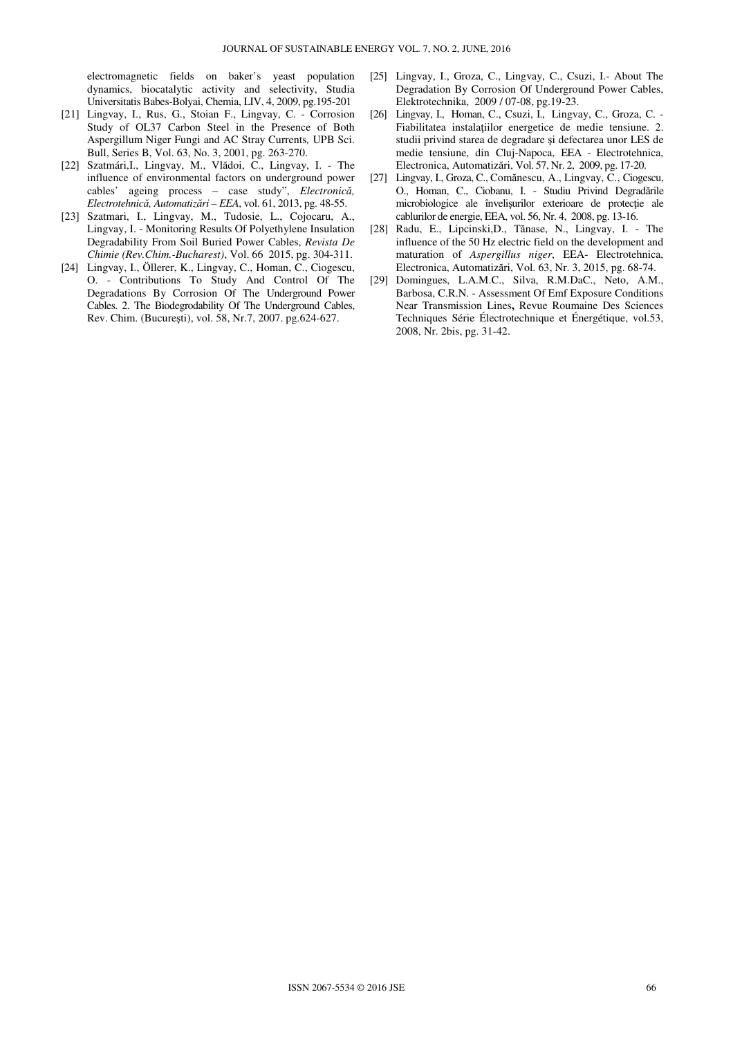electromagnetic fields on baker's yeast population dynamics, biocatalytic activity and selectivity, Studia Universitatis Babes-Bolyai, Chemia, LIV, 4, 2009, pg.195-201

[21] Lingvay, I., Rus, G., Stoian F., Lingvay, C. - Corrosion Study of OL37 Carbon Steel in the Presence of Both Aspergillum Niger Fungi and AC Stray Currents*,* UPB Sci. Bull, Series B, Vol. 63, No. 3, 2001, pg. 263-270.

[22] Szatmári,I., Lingvay, M., Vlădoi, C., Lingvay, I. - The influence of environmental factors on underground power cables' ageing process – case study", *Electronică, Electrotehnică, Automatizări – EEA*, vol. 61, 2013, pg. 48-55.

[23] Szatmari, I., Lingvay, M., Tudosie, L., Cojocaru, A., Lingvay, I. - Monitoring Results Of Polyethylene Insulation Degradability From Soil Buried Power Cables, *Revista De Chimie (Rev.Chim.-Bucharest)*, Vol. 66 2015, pg. 304-311.

[24] Lingvay, I., Öllerer, K., Lingvay, C., Homan, C., Ciogescu, O. - Contributions To Study And Control Of The Degradations By Corrosion Of The Underground Power Cables. 2. The Biodegrodability Of The Underground Cables, Rev. Chim. (Bucureşti), vol. 58, Nr.7, 2007. pg.624-627.

[25] Lingvay, I., Groza, C., Lingvay, C., Csuzi, I.- About The Degradation By Corrosion Of Underground Power Cables, Elektrotechnika, 2009 / 07-08, pg.19-23.

[26] Lingvay, I., Homan, C., Csuzi, I., Lingvay, C., Groza, C. - Fiabilitatea instalaţiilor energetice de medie tensiune. 2. studii privind starea de degradare şi defectarea unor LES de medie tensiune, din Cluj-Napoca, EEA - Electrotehnica, Electronica, Automatizări, Vol. 57, Nr. 2, 2009, pg. 17-20.

[27] Lingvay, I., Groza, C., Comănescu, A., Lingvay, C., Ciogescu, O., Homan, C., Ciobanu, I. - Studiu Privind Degradările microbiologice ale învelişurilor exterioare de protecţie ale cablurilor de energie, EEA, vol. 56, Nr. 4, 2008, pg. 13-16.

[28] Radu, E., Lipcinski,D., Tănase, N., Lingvay, I. - The influence of the 50 Hz electric field on the development and maturation of *Aspergillus niger*, EEA- Electrotehnica, Electronica, Automatizări, Vol. 63, Nr. 3, 2015, pg. 68-74.

[29] Domingues, L.A.M.C., Silva, R.M.DaC., Neto, A.M., Barbosa, C.R.N. - Assessment Of Emf Exposure Conditions Near Transmission Lines**,** Revue Roumaine Des Sciences Techniques Série Électrotechnique et Énergétique, vol.53, 2008, Nr. 2bis, pg. 31-42.